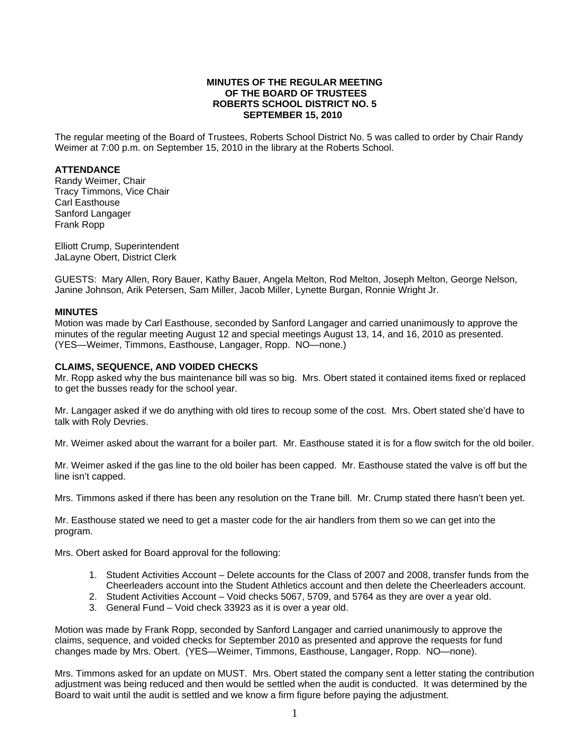**MINUTES OF THE REGULAR MEETING**
**OF THE BOARD OF TRUSTEES**
**ROBERTS SCHOOL DISTRICT NO. 5**
**SEPTEMBER 15, 2010**

The regular meeting of the Board of Trustees, Roberts School District No. 5 was called to order by Chair Randy Weimer at 7:00 p.m. on September 15, 2010 in the library at the Roberts School.

**ATTENDANCE**

Randy Weimer, Chair
Tracy Timmons, Vice Chair
Carl Easthouse
Sanford Langager
Frank Ropp

Elliott Crump, Superintendent
JaLayne Obert, District Clerk

GUESTS: Mary Allen, Rory Bauer, Kathy Bauer, Angela Melton, Rod Melton, Joseph Melton, George Nelson, Janine Johnson, Arik Petersen, Sam Miller, Jacob Miller, Lynette Burgan, Ronnie Wright Jr.

**MINUTES**

Motion was made by Carl Easthouse, seconded by Sanford Langager and carried unanimously to approve the minutes of the regular meeting August 12 and special meetings August 13, 14, and 16, 2010 as presented. (YES—Weimer, Timmons, Easthouse, Langager, Ropp. NO—none.)

**CLAIMS, SEQUENCE, AND VOIDED CHECKS**

Mr. Ropp asked why the bus maintenance bill was so big. Mrs. Obert stated it contained items fixed or replaced to get the busses ready for the school year.

Mr. Langager asked if we do anything with old tires to recoup some of the cost. Mrs. Obert stated she'd have to talk with Roly Devries.

Mr. Weimer asked about the warrant for a boiler part. Mr. Easthouse stated it is for a flow switch for the old boiler.

Mr. Weimer asked if the gas line to the old boiler has been capped. Mr. Easthouse stated the valve is off but the line isn't capped.

Mrs. Timmons asked if there has been any resolution on the Trane bill. Mr. Crump stated there hasn't been yet.

Mr. Easthouse stated we need to get a master code for the air handlers from them so we can get into the program.

Mrs. Obert asked for Board approval for the following:

1. Student Activities Account – Delete accounts for the Class of 2007 and 2008, transfer funds from the Cheerleaders account into the Student Athletics account and then delete the Cheerleaders account.
2. Student Activities Account – Void checks 5067, 5709, and 5764 as they are over a year old.
3. General Fund – Void check 33923 as it is over a year old.

Motion was made by Frank Ropp, seconded by Sanford Langager and carried unanimously to approve the claims, sequence, and voided checks for September 2010 as presented and approve the requests for fund changes made by Mrs. Obert. (YES—Weimer, Timmons, Easthouse, Langager, Ropp. NO—none).

Mrs. Timmons asked for an update on MUST. Mrs. Obert stated the company sent a letter stating the contribution adjustment was being reduced and then would be settled when the audit is conducted. It was determined by the Board to wait until the audit is settled and we know a firm figure before paying the adjustment.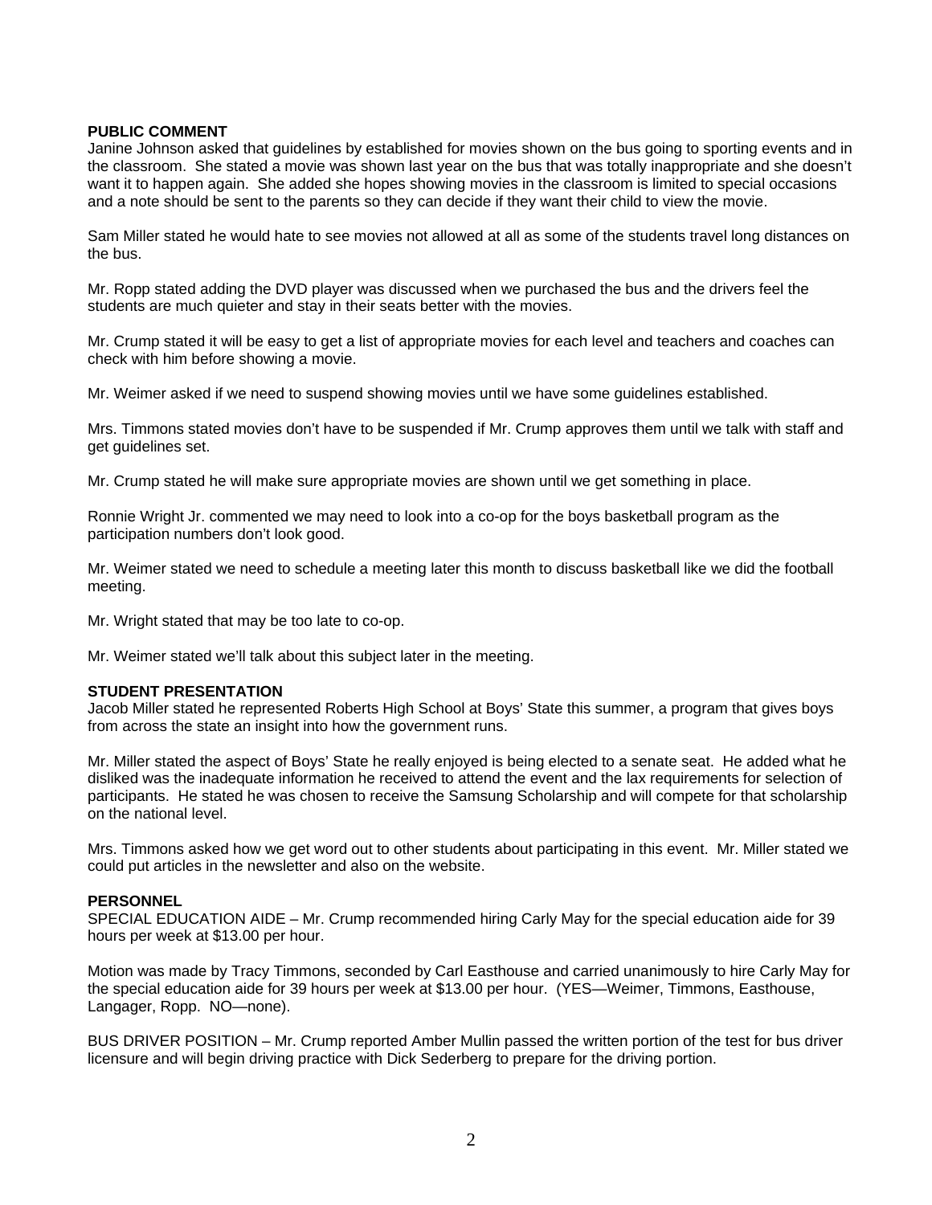**PUBLIC COMMENT**

Janine Johnson asked that guidelines by established for movies shown on the bus going to sporting events and in the classroom. She stated a movie was shown last year on the bus that was totally inappropriate and she doesn't want it to happen again. She added she hopes showing movies in the classroom is limited to special occasions and a note should be sent to the parents so they can decide if they want their child to view the movie.

Sam Miller stated he would hate to see movies not allowed at all as some of the students travel long distances on the bus.

Mr. Ropp stated adding the DVD player was discussed when we purchased the bus and the drivers feel the students are much quieter and stay in their seats better with the movies.

Mr. Crump stated it will be easy to get a list of appropriate movies for each level and teachers and coaches can check with him before showing a movie.

Mr. Weimer asked if we need to suspend showing movies until we have some guidelines established.

Mrs. Timmons stated movies don't have to be suspended if Mr. Crump approves them until we talk with staff and get guidelines set.

Mr. Crump stated he will make sure appropriate movies are shown until we get something in place.

Ronnie Wright Jr. commented we may need to look into a co-op for the boys basketball program as the participation numbers don't look good.

Mr. Weimer stated we need to schedule a meeting later this month to discuss basketball like we did the football meeting.

Mr. Wright stated that may be too late to co-op.

Mr. Weimer stated we'll talk about this subject later in the meeting.

**STUDENT PRESENTATION**

Jacob Miller stated he represented Roberts High School at Boys' State this summer, a program that gives boys from across the state an insight into how the government runs.

Mr. Miller stated the aspect of Boys' State he really enjoyed is being elected to a senate seat. He added what he disliked was the inadequate information he received to attend the event and the lax requirements for selection of participants. He stated he was chosen to receive the Samsung Scholarship and will compete for that scholarship on the national level.

Mrs. Timmons asked how we get word out to other students about participating in this event. Mr. Miller stated we could put articles in the newsletter and also on the website.

**PERSONNEL**

SPECIAL EDUCATION AIDE – Mr. Crump recommended hiring Carly May for the special education aide for 39 hours per week at $13.00 per hour.

Motion was made by Tracy Timmons, seconded by Carl Easthouse and carried unanimously to hire Carly May for the special education aide for 39 hours per week at $13.00 per hour. (YES—Weimer, Timmons, Easthouse, Langager, Ropp. NO—none).

BUS DRIVER POSITION – Mr. Crump reported Amber Mullin passed the written portion of the test for bus driver licensure and will begin driving practice with Dick Sederberg to prepare for the driving portion.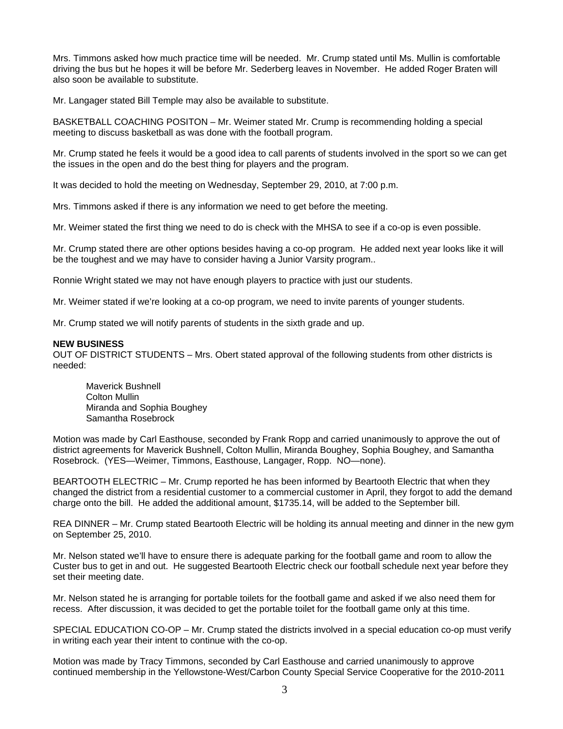Mrs. Timmons asked how much practice time will be needed. Mr. Crump stated until Ms. Mullin is comfortable driving the bus but he hopes it will be before Mr. Sederberg leaves in November. He added Roger Braten will also soon be available to substitute.

Mr. Langager stated Bill Temple may also be available to substitute.

BASKETBALL COACHING POSITON – Mr. Weimer stated Mr. Crump is recommending holding a special meeting to discuss basketball as was done with the football program.

Mr. Crump stated he feels it would be a good idea to call parents of students involved in the sport so we can get the issues in the open and do the best thing for players and the program.

It was decided to hold the meeting on Wednesday, September 29, 2010, at 7:00 p.m.

Mrs. Timmons asked if there is any information we need to get before the meeting.

Mr. Weimer stated the first thing we need to do is check with the MHSA to see if a co-op is even possible.

Mr. Crump stated there are other options besides having a co-op program. He added next year looks like it will be the toughest and we may have to consider having a Junior Varsity program..

Ronnie Wright stated we may not have enough players to practice with just our students.

Mr. Weimer stated if we're looking at a co-op program, we need to invite parents of younger students.

Mr. Crump stated we will notify parents of students in the sixth grade and up.

**NEW BUSINESS**

OUT OF DISTRICT STUDENTS – Mrs. Obert stated approval of the following students from other districts is needed:

Maverick Bushnell
Colton Mullin
Miranda and Sophia Boughey
Samantha Rosebrock

Motion was made by Carl Easthouse, seconded by Frank Ropp and carried unanimously to approve the out of district agreements for Maverick Bushnell, Colton Mullin, Miranda Boughey, Sophia Boughey, and Samantha Rosebrock. (YES—Weimer, Timmons, Easthouse, Langager, Ropp. NO—none).

BEARTOOTH ELECTRIC – Mr. Crump reported he has been informed by Beartooth Electric that when they changed the district from a residential customer to a commercial customer in April, they forgot to add the demand charge onto the bill. He added the additional amount, $1735.14, will be added to the September bill.

REA DINNER – Mr. Crump stated Beartooth Electric will be holding its annual meeting and dinner in the new gym on September 25, 2010.

Mr. Nelson stated we'll have to ensure there is adequate parking for the football game and room to allow the Custer bus to get in and out. He suggested Beartooth Electric check our football schedule next year before they set their meeting date.

Mr. Nelson stated he is arranging for portable toilets for the football game and asked if we also need them for recess. After discussion, it was decided to get the portable toilet for the football game only at this time.

SPECIAL EDUCATION CO-OP – Mr. Crump stated the districts involved in a special education co-op must verify in writing each year their intent to continue with the co-op.

Motion was made by Tracy Timmons, seconded by Carl Easthouse and carried unanimously to approve continued membership in the Yellowstone-West/Carbon County Special Service Cooperative for the 2010-2011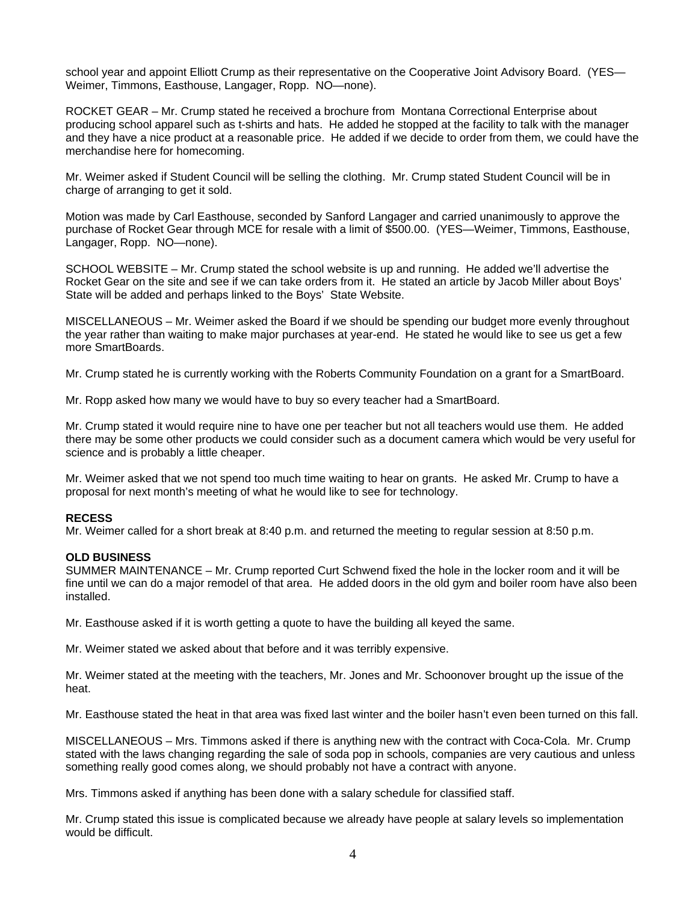school year and appoint Elliott Crump as their representative on the Cooperative Joint Advisory Board. (YES—Weimer, Timmons, Easthouse, Langager, Ropp. NO—none).

ROCKET GEAR – Mr. Crump stated he received a brochure from Montana Correctional Enterprise about producing school apparel such as t-shirts and hats. He added he stopped at the facility to talk with the manager and they have a nice product at a reasonable price. He added if we decide to order from them, we could have the merchandise here for homecoming.

Mr. Weimer asked if Student Council will be selling the clothing. Mr. Crump stated Student Council will be in charge of arranging to get it sold.

Motion was made by Carl Easthouse, seconded by Sanford Langager and carried unanimously to approve the purchase of Rocket Gear through MCE for resale with a limit of $500.00. (YES—Weimer, Timmons, Easthouse, Langager, Ropp. NO—none).

SCHOOL WEBSITE – Mr. Crump stated the school website is up and running. He added we'll advertise the Rocket Gear on the site and see if we can take orders from it. He stated an article by Jacob Miller about Boys' State will be added and perhaps linked to the Boys' State Website.

MISCELLANEOUS – Mr. Weimer asked the Board if we should be spending our budget more evenly throughout the year rather than waiting to make major purchases at year-end. He stated he would like to see us get a few more SmartBoards.

Mr. Crump stated he is currently working with the Roberts Community Foundation on a grant for a SmartBoard.

Mr. Ropp asked how many we would have to buy so every teacher had a SmartBoard.

Mr. Crump stated it would require nine to have one per teacher but not all teachers would use them. He added there may be some other products we could consider such as a document camera which would be very useful for science and is probably a little cheaper.

Mr. Weimer asked that we not spend too much time waiting to hear on grants. He asked Mr. Crump to have a proposal for next month's meeting of what he would like to see for technology.

**RECESS**
Mr. Weimer called for a short break at 8:40 p.m. and returned the meeting to regular session at 8:50 p.m.

**OLD BUSINESS**
SUMMER MAINTENANCE – Mr. Crump reported Curt Schwend fixed the hole in the locker room and it will be fine until we can do a major remodel of that area. He added doors in the old gym and boiler room have also been installed.

Mr. Easthouse asked if it is worth getting a quote to have the building all keyed the same.

Mr. Weimer stated we asked about that before and it was terribly expensive.

Mr. Weimer stated at the meeting with the teachers, Mr. Jones and Mr. Schoonover brought up the issue of the heat.

Mr. Easthouse stated the heat in that area was fixed last winter and the boiler hasn't even been turned on this fall.

MISCELLANEOUS – Mrs. Timmons asked if there is anything new with the contract with Coca-Cola. Mr. Crump stated with the laws changing regarding the sale of soda pop in schools, companies are very cautious and unless something really good comes along, we should probably not have a contract with anyone.

Mrs. Timmons asked if anything has been done with a salary schedule for classified staff.

Mr. Crump stated this issue is complicated because we already have people at salary levels so implementation would be difficult.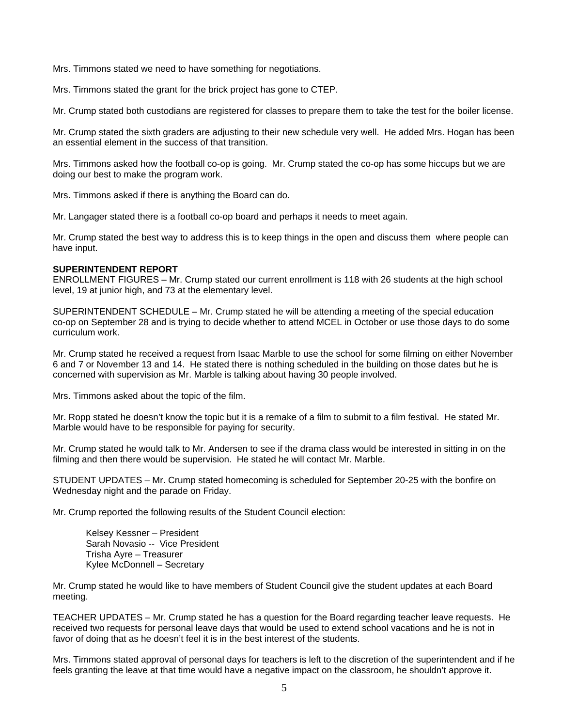Mrs. Timmons stated we need to have something for negotiations.

Mrs. Timmons stated the grant for the brick project has gone to CTEP.

Mr. Crump stated both custodians are registered for classes to prepare them to take the test for the boiler license.

Mr. Crump stated the sixth graders are adjusting to their new schedule very well. He added Mrs. Hogan has been an essential element in the success of that transition.

Mrs. Timmons asked how the football co-op is going. Mr. Crump stated the co-op has some hiccups but we are doing our best to make the program work.

Mrs. Timmons asked if there is anything the Board can do.

Mr. Langager stated there is a football co-op board and perhaps it needs to meet again.

Mr. Crump stated the best way to address this is to keep things in the open and discuss them where people can have input.

**SUPERINTENDENT REPORT**
ENROLLMENT FIGURES – Mr. Crump stated our current enrollment is 118 with 26 students at the high school level, 19 at junior high, and 73 at the elementary level.

SUPERINTENDENT SCHEDULE – Mr. Crump stated he will be attending a meeting of the special education co-op on September 28 and is trying to decide whether to attend MCEL in October or use those days to do some curriculum work.

Mr. Crump stated he received a request from Isaac Marble to use the school for some filming on either November 6 and 7 or November 13 and 14. He stated there is nothing scheduled in the building on those dates but he is concerned with supervision as Mr. Marble is talking about having 30 people involved.

Mrs. Timmons asked about the topic of the film.

Mr. Ropp stated he doesn't know the topic but it is a remake of a film to submit to a film festival. He stated Mr. Marble would have to be responsible for paying for security.

Mr. Crump stated he would talk to Mr. Andersen to see if the drama class would be interested in sitting in on the filming and then there would be supervision. He stated he will contact Mr. Marble.

STUDENT UPDATES – Mr. Crump stated homecoming is scheduled for September 20-25 with the bonfire on Wednesday night and the parade on Friday.

Mr. Crump reported the following results of the Student Council election:

Kelsey Kessner – President
Sarah Novasio -- Vice President
Trisha Ayre – Treasurer
Kylee McDonnell – Secretary

Mr. Crump stated he would like to have members of Student Council give the student updates at each Board meeting.

TEACHER UPDATES – Mr. Crump stated he has a question for the Board regarding teacher leave requests. He received two requests for personal leave days that would be used to extend school vacations and he is not in favor of doing that as he doesn't feel it is in the best interest of the students.

Mrs. Timmons stated approval of personal days for teachers is left to the discretion of the superintendent and if he feels granting the leave at that time would have a negative impact on the classroom, he shouldn't approve it.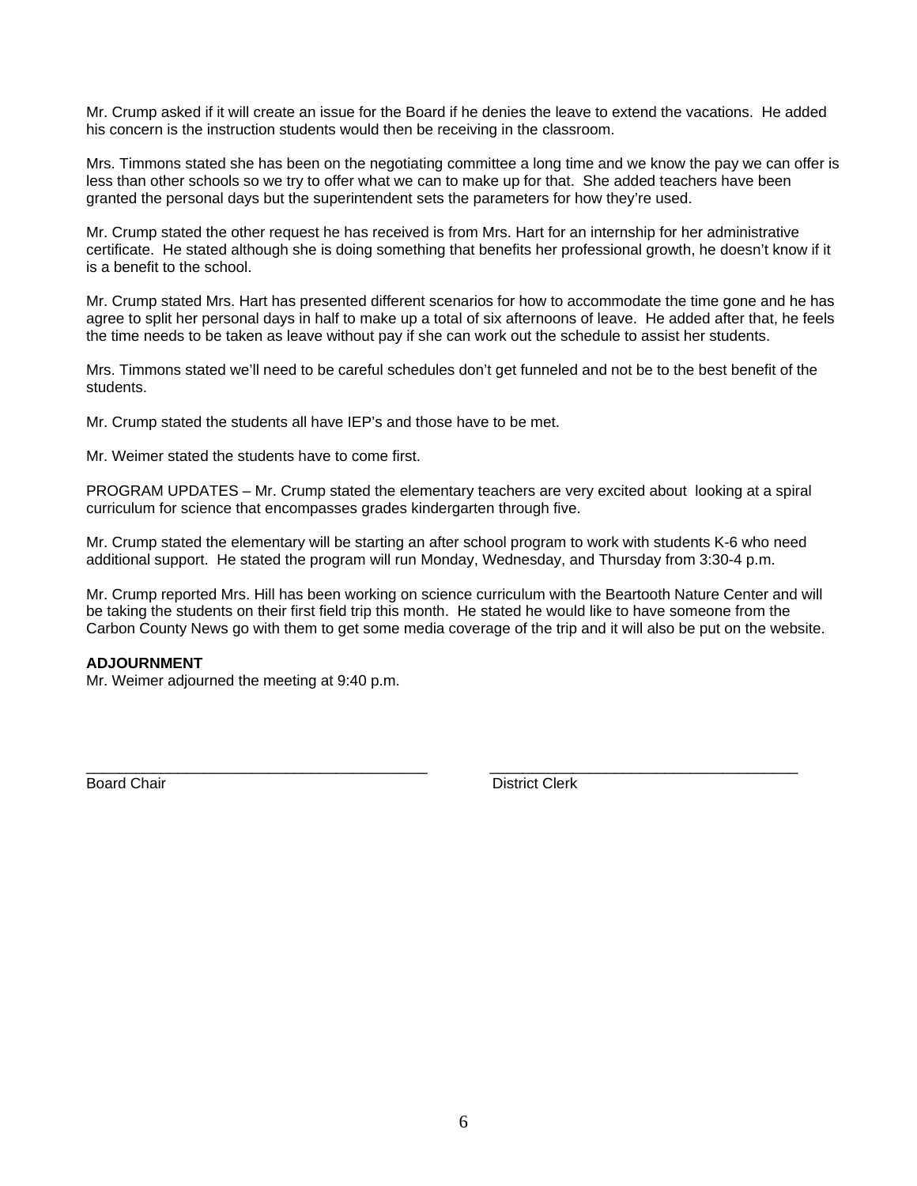Mr. Crump asked if it will create an issue for the Board if he denies the leave to extend the vacations. He added his concern is the instruction students would then be receiving in the classroom.

Mrs. Timmons stated she has been on the negotiating committee a long time and we know the pay we can offer is less than other schools so we try to offer what we can to make up for that. She added teachers have been granted the personal days but the superintendent sets the parameters for how they're used.

Mr. Crump stated the other request he has received is from Mrs. Hart for an internship for her administrative certificate. He stated although she is doing something that benefits her professional growth, he doesn't know if it is a benefit to the school.

Mr. Crump stated Mrs. Hart has presented different scenarios for how to accommodate the time gone and he has agree to split her personal days in half to make up a total of six afternoons of leave. He added after that, he feels the time needs to be taken as leave without pay if she can work out the schedule to assist her students.

Mrs. Timmons stated we'll need to be careful schedules don't get funneled and not be to the best benefit of the students.

Mr. Crump stated the students all have IEP's and those have to be met.

Mr. Weimer stated the students have to come first.

PROGRAM UPDATES – Mr. Crump stated the elementary teachers are very excited about looking at a spiral curriculum for science that encompasses grades kindergarten through five.

Mr. Crump stated the elementary will be starting an after school program to work with students K-6 who need additional support. He stated the program will run Monday, Wednesday, and Thursday from 3:30-4 p.m.

Mr. Crump reported Mrs. Hill has been working on science curriculum with the Beartooth Nature Center and will be taking the students on their first field trip this month. He stated he would like to have someone from the Carbon County News go with them to get some media coverage of the trip and it will also be put on the website.

**ADJOURNMENT**
Mr. Weimer adjourned the meeting at 9:40 p.m.

_________________________________________ _____________________________________
Board Chair District Clerk